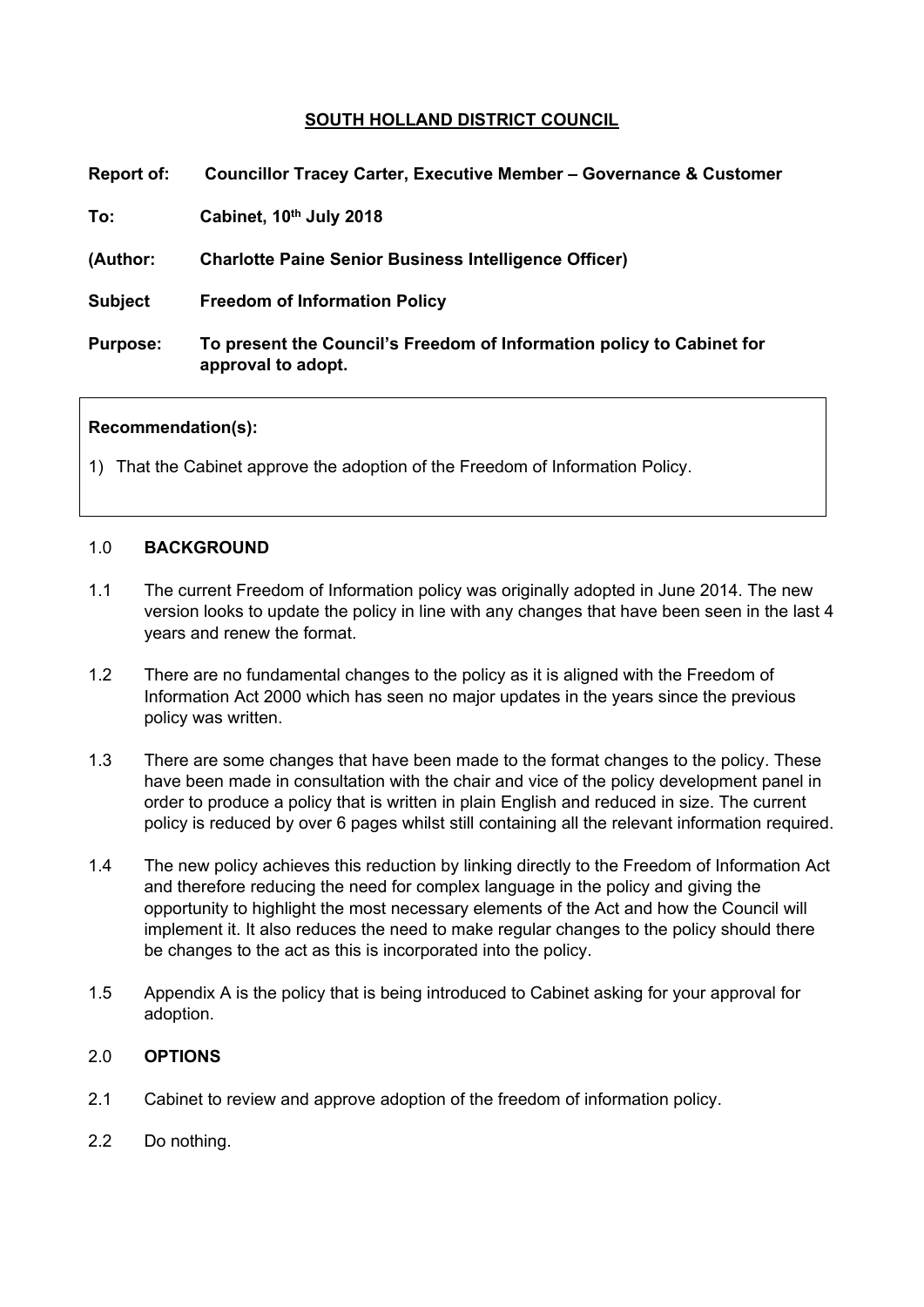# SOUTH HOLLAND DISTRICT COUNCIL

**Report of:** **Councillor Tracey Carter, Executive Member – Governance & Customer**

**To:** **Cabinet, 10th July 2018**

**(Author:** **Charlotte Paine Senior Business Intelligence Officer)**

**Subject** **Freedom of Information Policy**

**Purpose:** **To present the Council's Freedom of Information policy to Cabinet for approval to adopt.**

**Recommendation(s):**

1) That the Cabinet approve the adoption of the Freedom of Information Policy.

## 1.0 BACKGROUND

1.1 The current Freedom of Information policy was originally adopted in June 2014. The new version looks to update the policy in line with any changes that have been seen in the last 4 years and renew the format.

1.2 There are no fundamental changes to the policy as it is aligned with the Freedom of Information Act 2000 which has seen no major updates in the years since the previous policy was written.

1.3 There are some changes that have been made to the format changes to the policy. These have been made in consultation with the chair and vice of the policy development panel in order to produce a policy that is written in plain English and reduced in size. The current policy is reduced by over 6 pages whilst still containing all the relevant information required.

1.4 The new policy achieves this reduction by linking directly to the Freedom of Information Act and therefore reducing the need for complex language in the policy and giving the opportunity to highlight the most necessary elements of the Act and how the Council will implement it. It also reduces the need to make regular changes to the policy should there be changes to the act as this is incorporated into the policy.

1.5 Appendix A is the policy that is being introduced to Cabinet asking for your approval for adoption.

## 2.0 OPTIONS

2.1 Cabinet to review and approve adoption of the freedom of information policy.

2.2 Do nothing.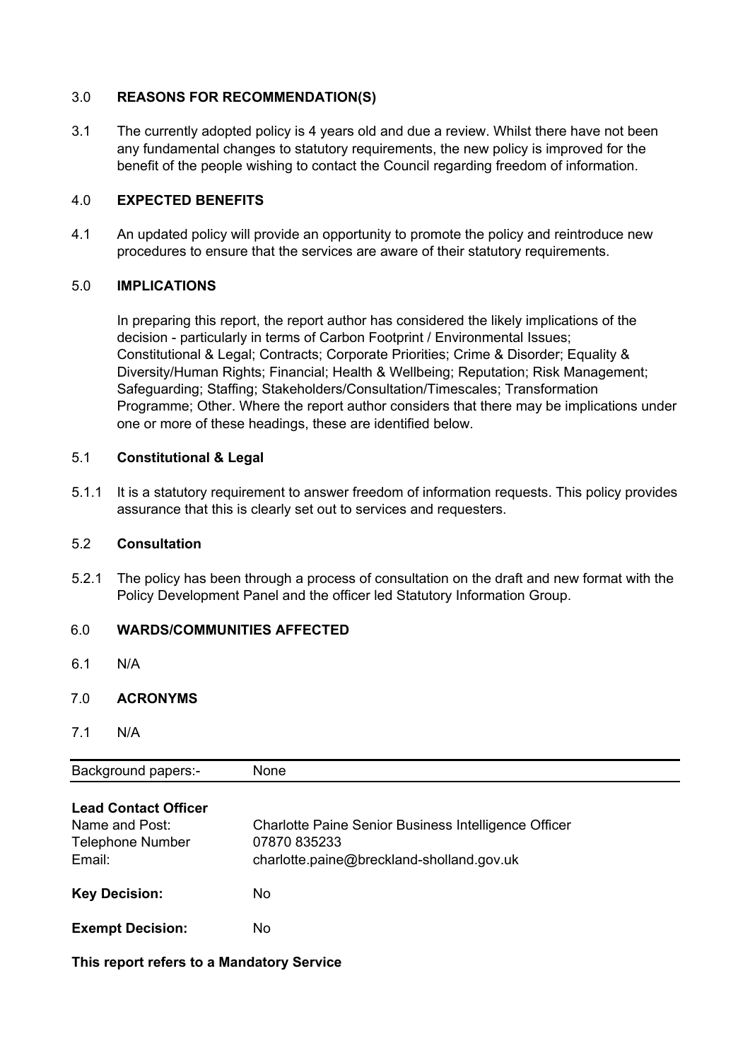## 3.0 REASONS FOR RECOMMENDATION(S)

3.1 The currently adopted policy is 4 years old and due a review. Whilst there have not been any fundamental changes to statutory requirements, the new policy is improved for the benefit of the people wishing to contact the Council regarding freedom of information.

## 4.0 EXPECTED BENEFITS

4.1 An updated policy will provide an opportunity to promote the policy and reintroduce new procedures to ensure that the services are aware of their statutory requirements.

## 5.0 IMPLICATIONS

In preparing this report, the report author has considered the likely implications of the decision - particularly in terms of Carbon Footprint / Environmental Issues; Constitutional & Legal; Contracts; Corporate Priorities; Crime & Disorder; Equality & Diversity/Human Rights; Financial; Health & Wellbeing; Reputation; Risk Management; Safeguarding; Staffing; Stakeholders/Consultation/Timescales; Transformation Programme; Other. Where the report author considers that there may be implications under one or more of these headings, these are identified below.

### 5.1 Constitutional & Legal

5.1.1 It is a statutory requirement to answer freedom of information requests. This policy provides assurance that this is clearly set out to services and requesters.

### 5.2 Consultation

5.2.1 The policy has been through a process of consultation on the draft and new format with the Policy Development Panel and the officer led Statutory Information Group.

## 6.0 WARDS/COMMUNITIES AFFECTED

6.1 N/A

## 7.0 ACRONYMS

7.1 N/A

| Background papers:- | None |
|---|---|

**Lead Contact Officer**

| | |
|---|---|
| Name and Post: | Charlotte Paine Senior Business Intelligence Officer |
| Telephone Number | 07870 835233 |
| Email: | charlotte.paine@breckland-sholland.gov.uk |

**Key Decision:** No

**Exempt Decision:** No

**This report refers to a Mandatory Service**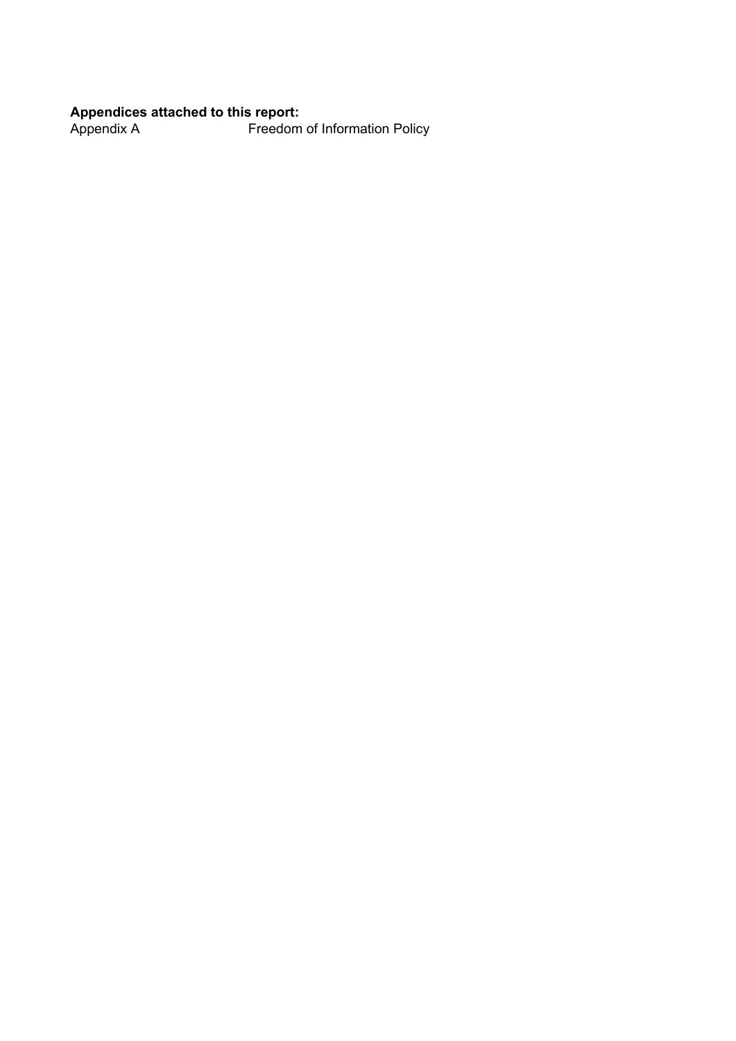**Appendices attached to this report:**

| | |
|---|---|
| Appendix A | Freedom of Information Policy |